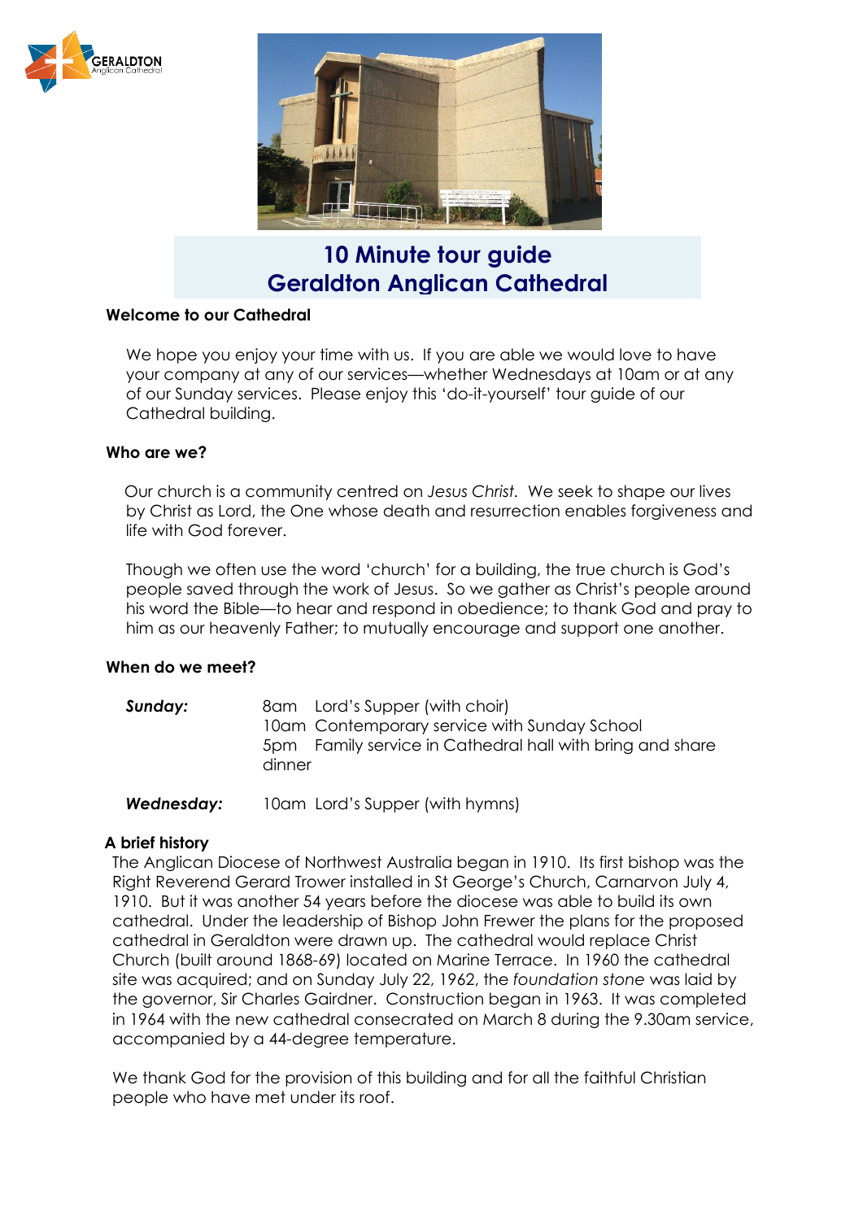# 10 Minute tour guide
# Geraldton Anglican Cathedral

**Welcome to our Cathedral**

We hope you enjoy your time with us. If you are able we would love to have your company at any of our services—whether Wednesdays at 10am or at any of our Sunday services. Please enjoy this 'do-it-yourself' tour guide of our Cathedral building.

**Who are we?**

Our church is a community centred on *Jesus Christ*. We seek to shape our lives by Christ as Lord, the One whose death and resurrection enables forgiveness and life with God forever.

Though we often use the word 'church' for a building, the true church is God's people saved through the work of Jesus. So we gather as Christ's people around his word the Bible—to hear and respond in obedience; to thank God and pray to him as our heavenly Father; to mutually encourage and support one another.

**When do we meet?**

| | |
|---|---|
| ***Sunday:*** | 8am Lord's Supper (with choir)<br>10am Contemporary service with Sunday School<br>5pm Family service in Cathedral hall with bring and share dinner |
| ***Wednesday:*** | 10am Lord's Supper (with hymns) |

**A brief history**

The Anglican Diocese of Northwest Australia began in 1910. Its first bishop was the Right Reverend Gerard Trower installed in St George's Church, Carnarvon July 4, 1910. But it was another 54 years before the diocese was able to build its own cathedral. Under the leadership of Bishop John Frewer the plans for the proposed cathedral in Geraldton were drawn up. The cathedral would replace Christ Church (built around 1868-69) located on Marine Terrace. In 1960 the cathedral site was acquired; and on Sunday July 22, 1962, the *foundation stone* was laid by the governor, Sir Charles Gairdner. Construction began in 1963. It was completed in 1964 with the new cathedral consecrated on March 8 during the 9.30am service, accompanied by a 44-degree temperature.

We thank God for the provision of this building and for all the faithful Christian people who have met under its roof.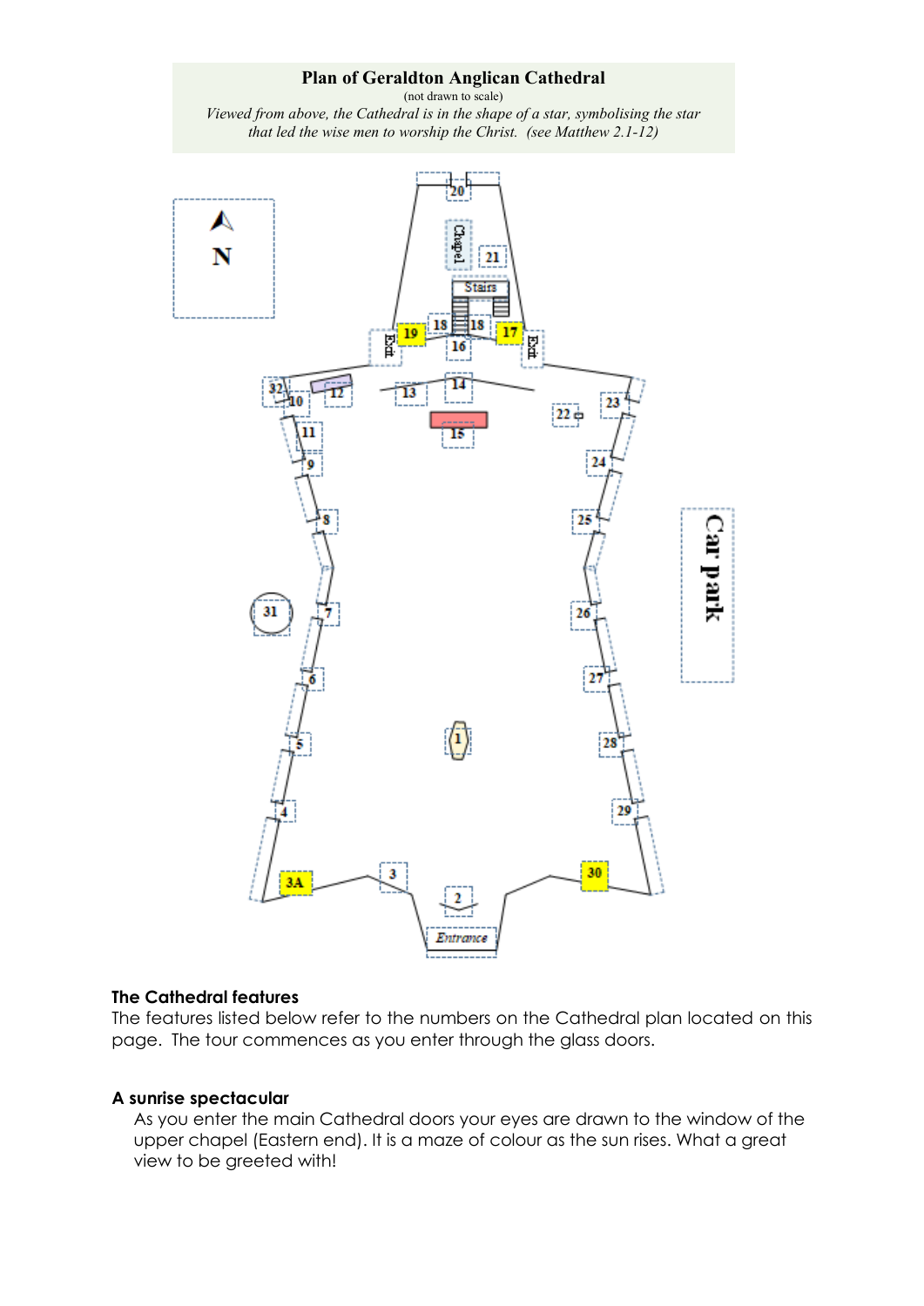**Plan of Geraldton Anglican Cathedral**

(not drawn to scale)

*Viewed from above, the Cathedral is in the shape of a star, symbolising the star that led the wise men to worship the Christ. (see Matthew 2.1-12)*

N

Chapel

Stairs

Exit

Exit

Entrance

Car park

20 21 18 18 19 17 16 32 10 12 13 14 15 22 23 11 9 24 8 25 31 7 26 6 27 5 1 28 4 29 3A 3 2 30

**The Cathedral features**

The features listed below refer to the numbers on the Cathedral plan located on this page. The tour commences as you enter through the glass doors.

**A sunrise spectacular**

As you enter the main Cathedral doors your eyes are drawn to the window of the upper chapel (Eastern end). It is a maze of colour as the sun rises. What a great view to be greeted with!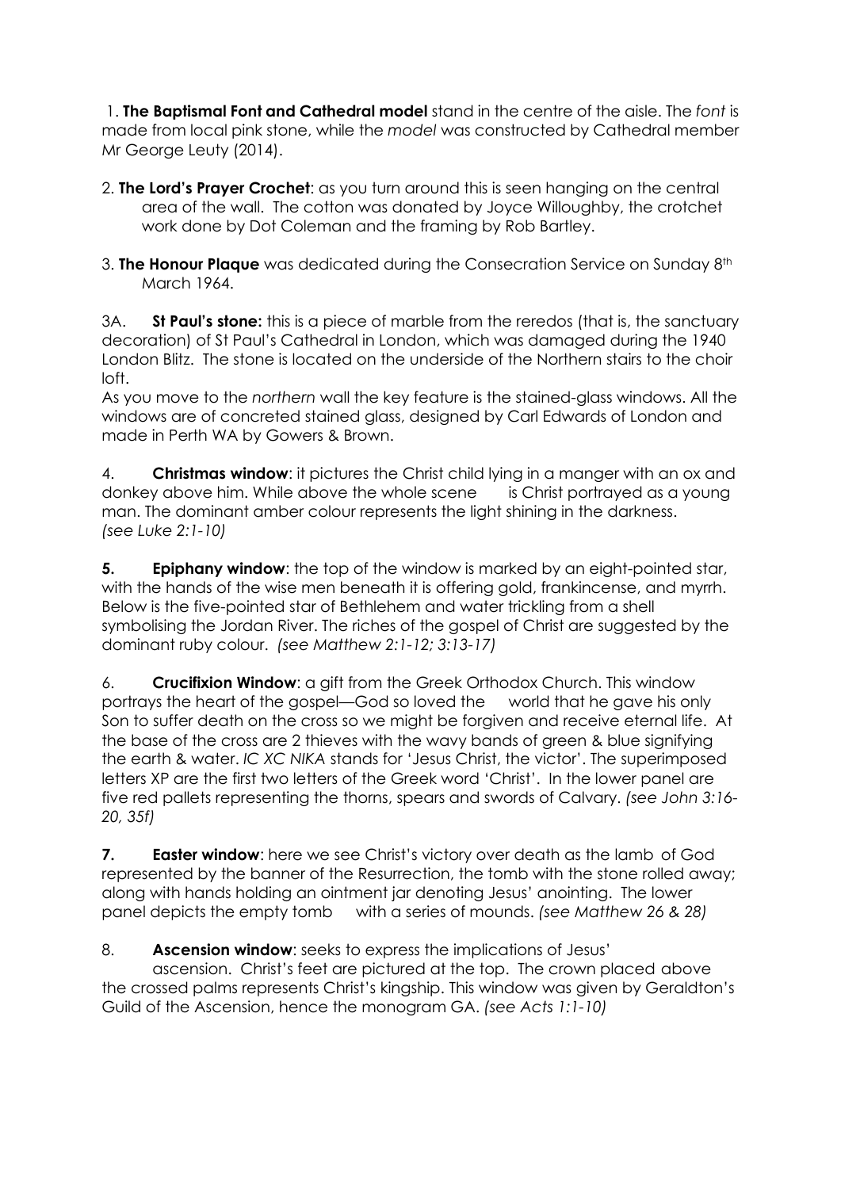1. **The Baptismal Font and Cathedral model** stand in the centre of the aisle. The *font* is made from local pink stone, while the *model* was constructed by Cathedral member Mr George Leuty (2014).

2. **The Lord's Prayer Crochet**: as you turn around this is seen hanging on the central area of the wall. The cotton was donated by Joyce Willoughby, the crotchet work done by Dot Coleman and the framing by Rob Bartley.

3. **The Honour Plaque** was dedicated during the Consecration Service on Sunday 8th March 1964.

3A. **St Paul's stone:** this is a piece of marble from the reredos (that is, the sanctuary decoration) of St Paul's Cathedral in London, which was damaged during the 1940 London Blitz. The stone is located on the underside of the Northern stairs to the choir loft.

As you move to the *northern* wall the key feature is the stained-glass windows. All the windows are of concreted stained glass, designed by Carl Edwards of London and made in Perth WA by Gowers & Brown.

4. **Christmas window**: it pictures the Christ child lying in a manger with an ox and donkey above him. While above the whole scene is Christ portrayed as a young man. The dominant amber colour represents the light shining in the darkness. *(see Luke 2:1-10)*

5. **Epiphany window**: the top of the window is marked by an eight-pointed star, with the hands of the wise men beneath it is offering gold, frankincense, and myrrh. Below is the five-pointed star of Bethlehem and water trickling from a shell symbolising the Jordan River. The riches of the gospel of Christ are suggested by the dominant ruby colour. *(see Matthew 2:1-12; 3:13-17)*

6. **Crucifixion Window**: a gift from the Greek Orthodox Church. This window portrays the heart of the gospel—God so loved the world that he gave his only Son to suffer death on the cross so we might be forgiven and receive eternal life. At the base of the cross are 2 thieves with the wavy bands of green & blue signifying the earth & water. *IC XC NIKA* stands for 'Jesus Christ, the victor'. The superimposed letters XP are the first two letters of the Greek word 'Christ'. In the lower panel are five red pallets representing the thorns, spears and swords of Calvary. *(see John 3:16-20, 35f)*

7. **Easter window**: here we see Christ's victory over death as the lamb of God represented by the banner of the Resurrection, the tomb with the stone rolled away; along with hands holding an ointment jar denoting Jesus' anointing. The lower panel depicts the empty tomb with a series of mounds. *(see Matthew 26 & 28)*

8. **Ascension window**: seeks to express the implications of Jesus' ascension. Christ's feet are pictured at the top. The crown placed above the crossed palms represents Christ's kingship. This window was given by Geraldton's Guild of the Ascension, hence the monogram GA. *(see Acts 1:1-10)*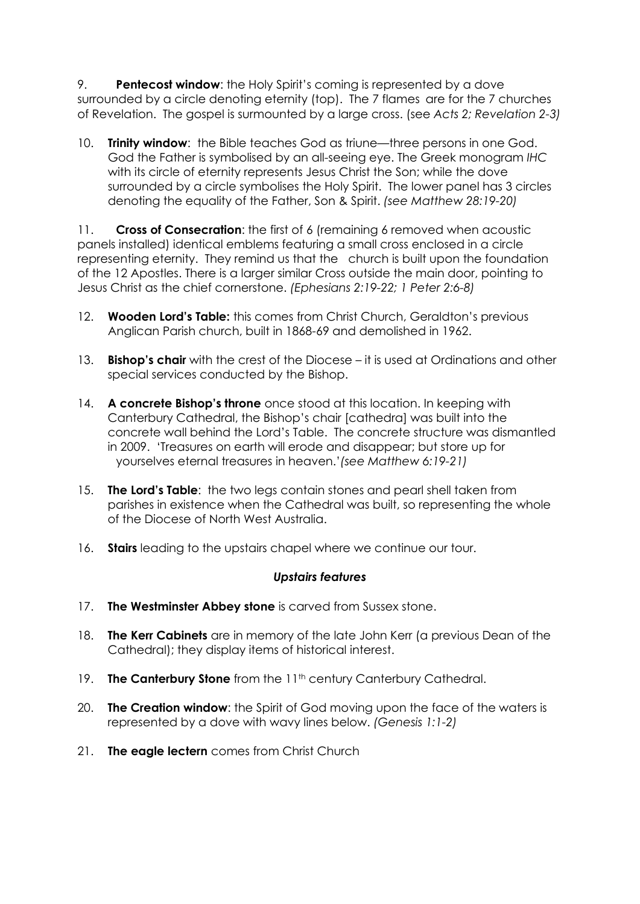9. **Pentecost window**: the Holy Spirit's coming is represented by a dove surrounded by a circle denoting eternity (top). The 7 flames are for the 7 churches of Revelation. The gospel is surmounted by a large cross. (see *Acts 2; Revelation 2-3)*

10. **Trinity window**: the Bible teaches God as triune—three persons in one God. God the Father is symbolised by an all-seeing eye. The Greek monogram *IHC* with its circle of eternity represents Jesus Christ the Son; while the dove surrounded by a circle symbolises the Holy Spirit. The lower panel has 3 circles denoting the equality of the Father, Son & Spirit. *(see Matthew 28:19-20)*

11. **Cross of Consecration**: the first of 6 (remaining 6 removed when acoustic panels installed) identical emblems featuring a small cross enclosed in a circle representing eternity. They remind us that the church is built upon the foundation of the 12 Apostles. There is a larger similar Cross outside the main door, pointing to Jesus Christ as the chief cornerstone. *(Ephesians 2:19-22; 1 Peter 2:6-8)*

12. **Wooden Lord's Table:** this comes from Christ Church, Geraldton's previous Anglican Parish church, built in 1868-69 and demolished in 1962.

13. **Bishop's chair** with the crest of the Diocese – it is used at Ordinations and other special services conducted by the Bishop.

14. **A concrete Bishop's throne** once stood at this location. In keeping with Canterbury Cathedral, the Bishop's chair [cathedra] was built into the concrete wall behind the Lord's Table. The concrete structure was dismantled in 2009. 'Treasures on earth will erode and disappear; but store up for yourselves eternal treasures in heaven.'*(see Matthew 6:19-21)*

15. **The Lord's Table**: the two legs contain stones and pearl shell taken from parishes in existence when the Cathedral was built, so representing the whole of the Diocese of North West Australia.

16. **Stairs** leading to the upstairs chapel where we continue our tour.

### *Upstairs features*

17. **The Westminster Abbey stone** is carved from Sussex stone.

18. **The Kerr Cabinets** are in memory of the late John Kerr (a previous Dean of the Cathedral); they display items of historical interest.

19. **The Canterbury Stone** from the 11th century Canterbury Cathedral.

20. **The Creation window**: the Spirit of God moving upon the face of the waters is represented by a dove with wavy lines below. *(Genesis 1:1-2)*

21. **The eagle lectern** comes from Christ Church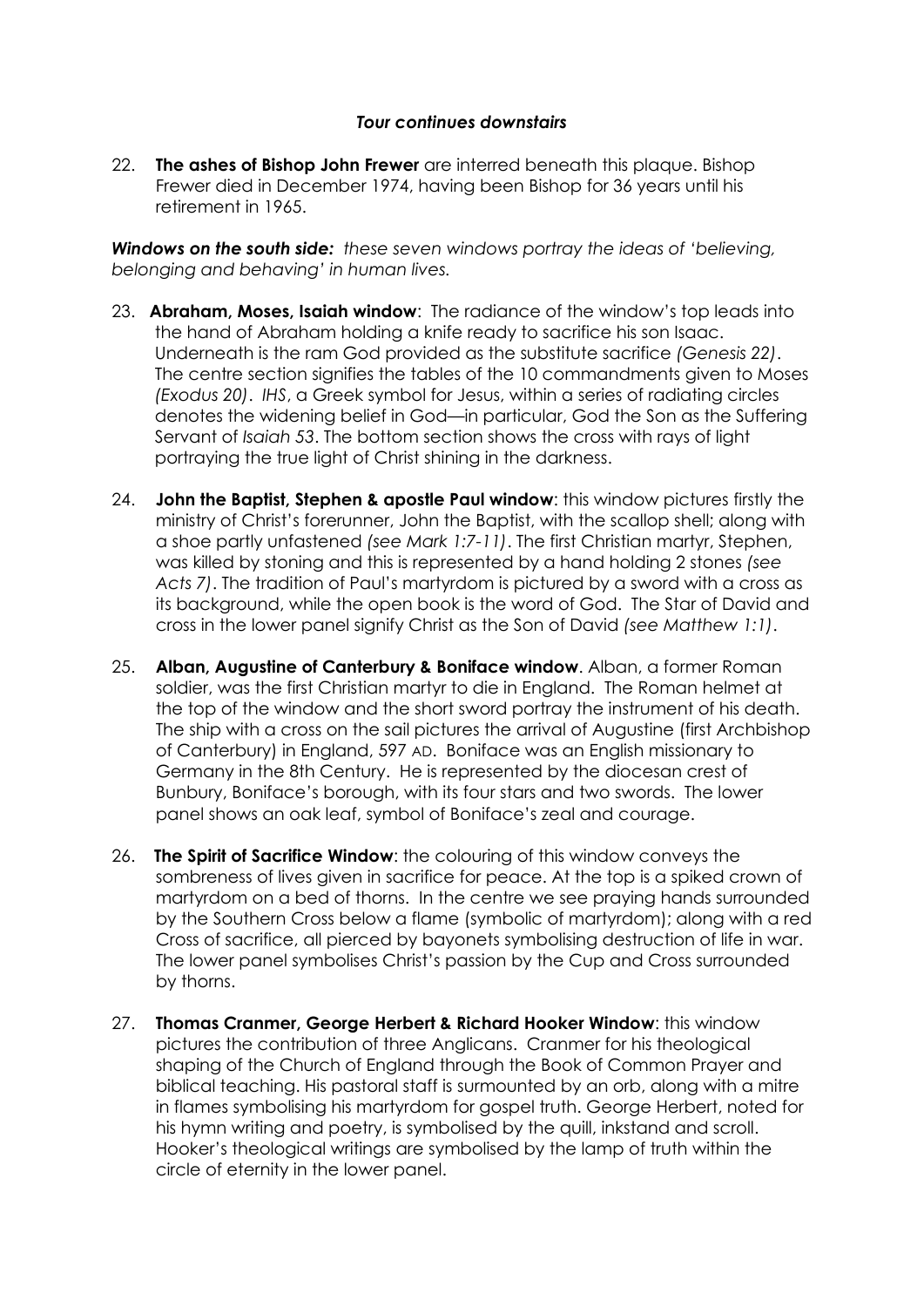***Tour continues downstairs***

22. **The ashes of Bishop John Frewer** are interred beneath this plaque. Bishop Frewer died in December 1974, having been Bishop for 36 years until his retirement in 1965.

***Windows on the south side:*** *these seven windows portray the ideas of 'believing, belonging and behaving' in human lives.*

23. **Abraham, Moses, Isaiah window**: The radiance of the window's top leads into the hand of Abraham holding a knife ready to sacrifice his son Isaac. Underneath is the ram God provided as the substitute sacrifice *(Genesis 22)*. The centre section signifies the tables of the 10 commandments given to Moses *(Exodus 20)*. *IHS*, a Greek symbol for Jesus, within a series of radiating circles denotes the widening belief in God—in particular, God the Son as the Suffering Servant of *Isaiah 53*. The bottom section shows the cross with rays of light portraying the true light of Christ shining in the darkness.

24. **John the Baptist, Stephen & apostle Paul window**: this window pictures firstly the ministry of Christ's forerunner, John the Baptist, with the scallop shell; along with a shoe partly unfastened *(see Mark 1:7-11)*. The first Christian martyr, Stephen, was killed by stoning and this is represented by a hand holding 2 stones *(see Acts 7)*. The tradition of Paul's martyrdom is pictured by a sword with a cross as its background, while the open book is the word of God. The Star of David and cross in the lower panel signify Christ as the Son of David *(see Matthew 1:1)*.

25. **Alban, Augustine of Canterbury & Boniface window**. Alban, a former Roman soldier, was the first Christian martyr to die in England. The Roman helmet at the top of the window and the short sword portray the instrument of his death. The ship with a cross on the sail pictures the arrival of Augustine (first Archbishop of Canterbury) in England, 597 AD. Boniface was an English missionary to Germany in the 8th Century. He is represented by the diocesan crest of Bunbury, Boniface's borough, with its four stars and two swords. The lower panel shows an oak leaf, symbol of Boniface's zeal and courage.

26. **The Spirit of Sacrifice Window**: the colouring of this window conveys the sombreness of lives given in sacrifice for peace. At the top is a spiked crown of martyrdom on a bed of thorns. In the centre we see praying hands surrounded by the Southern Cross below a flame (symbolic of martyrdom); along with a red Cross of sacrifice, all pierced by bayonets symbolising destruction of life in war. The lower panel symbolises Christ's passion by the Cup and Cross surrounded by thorns.

27. **Thomas Cranmer, George Herbert & Richard Hooker Window**: this window pictures the contribution of three Anglicans. Cranmer for his theological shaping of the Church of England through the Book of Common Prayer and biblical teaching. His pastoral staff is surmounted by an orb, along with a mitre in flames symbolising his martyrdom for gospel truth. George Herbert, noted for his hymn writing and poetry, is symbolised by the quill, inkstand and scroll. Hooker's theological writings are symbolised by the lamp of truth within the circle of eternity in the lower panel.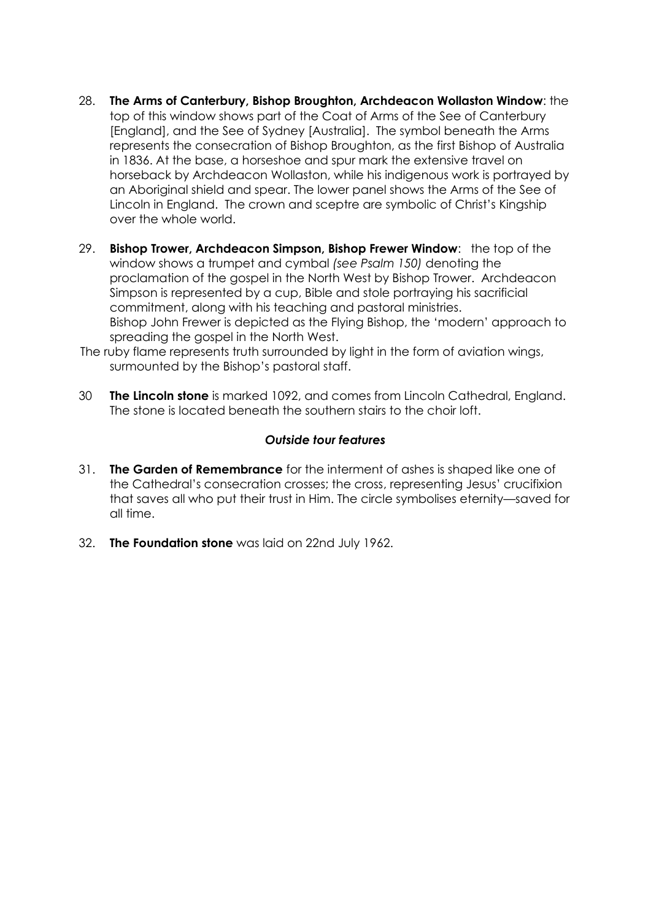28. **The Arms of Canterbury, Bishop Broughton, Archdeacon Wollaston Window**: the top of this window shows part of the Coat of Arms of the See of Canterbury [England], and the See of Sydney [Australia]. The symbol beneath the Arms represents the consecration of Bishop Broughton, as the first Bishop of Australia in 1836. At the base, a horseshoe and spur mark the extensive travel on horseback by Archdeacon Wollaston, while his indigenous work is portrayed by an Aboriginal shield and spear. The lower panel shows the Arms of the See of Lincoln in England. The crown and sceptre are symbolic of Christ's Kingship over the whole world.

29. **Bishop Trower, Archdeacon Simpson, Bishop Frewer Window**: the top of the window shows a trumpet and cymbal *(see Psalm 150)* denoting the proclamation of the gospel in the North West by Bishop Trower. Archdeacon Simpson is represented by a cup, Bible and stole portraying his sacrificial commitment, along with his teaching and pastoral ministries. Bishop John Frewer is depicted as the Flying Bishop, the 'modern' approach to spreading the gospel in the North West.

The ruby flame represents truth surrounded by light in the form of aviation wings, surmounted by the Bishop's pastoral staff.

30. **The Lincoln stone** is marked 1092, and comes from Lincoln Cathedral, England. The stone is located beneath the southern stairs to the choir loft.

### *Outside tour features*

31. **The Garden of Remembrance** for the interment of ashes is shaped like one of the Cathedral's consecration crosses; the cross, representing Jesus' crucifixion that saves all who put their trust in Him. The circle symbolises eternity—saved for all time.

32. **The Foundation stone** was laid on 22nd July 1962.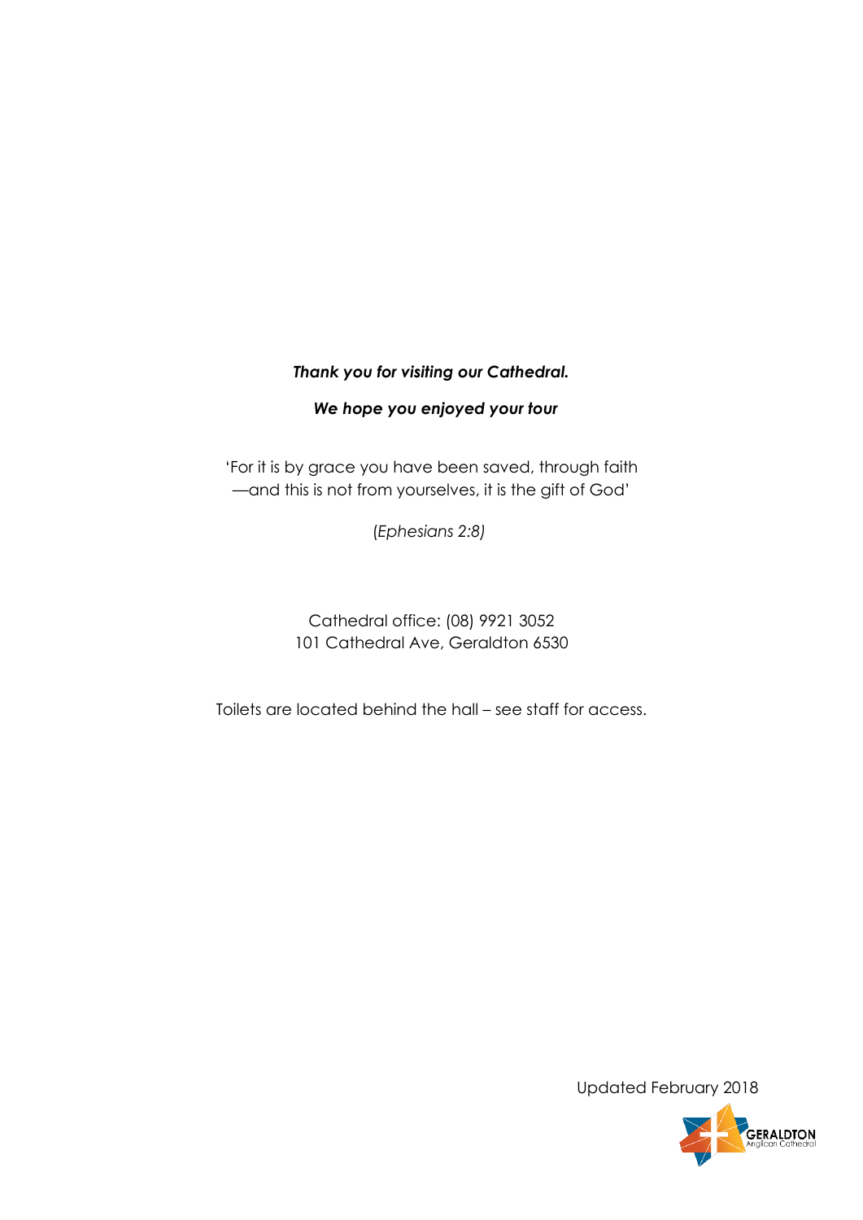***Thank you for visiting our Cathedral.***

***We hope you enjoyed your tour***

'For it is by grace you have been saved, through faith
—and this is not from yourselves, it is the gift of God'

(*Ephesians 2:8)*

Cathedral office: (08) 9921 3052
101 Cathedral Ave, Geraldton 6530

Toilets are located behind the hall – see staff for access.

Updated February 2018

GERALDTON
Anglican Cathedral